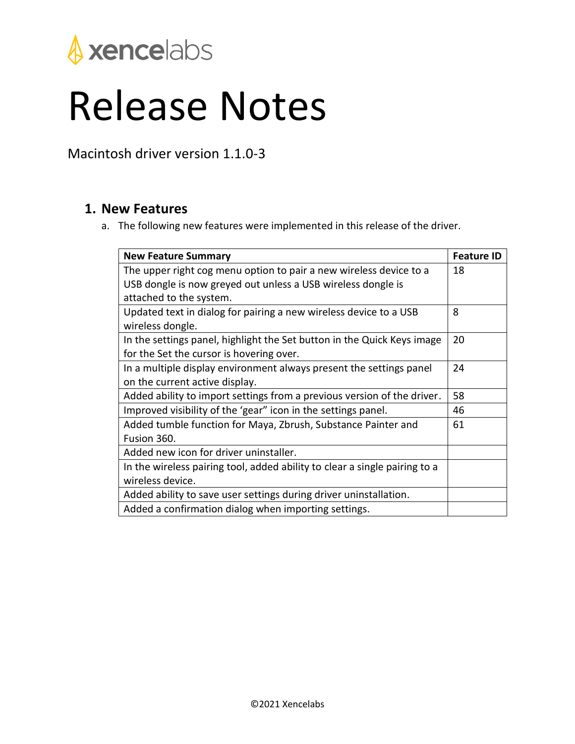xencelabs

# Release Notes

Macintosh driver version 1.1.0-3

## 1. New Features

a. The following new features were implemented in this release of the driver.

| New Feature Summary | Feature ID |
|---|---|
| The upper right cog menu option to pair a new wireless device to a USB dongle is now greyed out unless a USB wireless dongle is attached to the system. | 18 |
| Updated text in dialog for pairing a new wireless device to a USB wireless dongle. | 8 |
| In the settings panel, highlight the Set button in the Quick Keys image for the Set the cursor is hovering over. | 20 |
| In a multiple display environment always present the settings panel on the current active display. | 24 |
| Added ability to import settings from a previous version of the driver. | 58 |
| Improved visibility of the 'gear" icon in the settings panel. | 46 |
| Added tumble function for Maya, Zbrush, Substance Painter and Fusion 360. | 61 |
| Added new icon for driver uninstaller. | |
| In the wireless pairing tool, added ability to clear a single pairing to a wireless device. | |
| Added ability to save user settings during driver uninstallation. | |
| Added a confirmation dialog when importing settings. | |

©2021 Xencelabs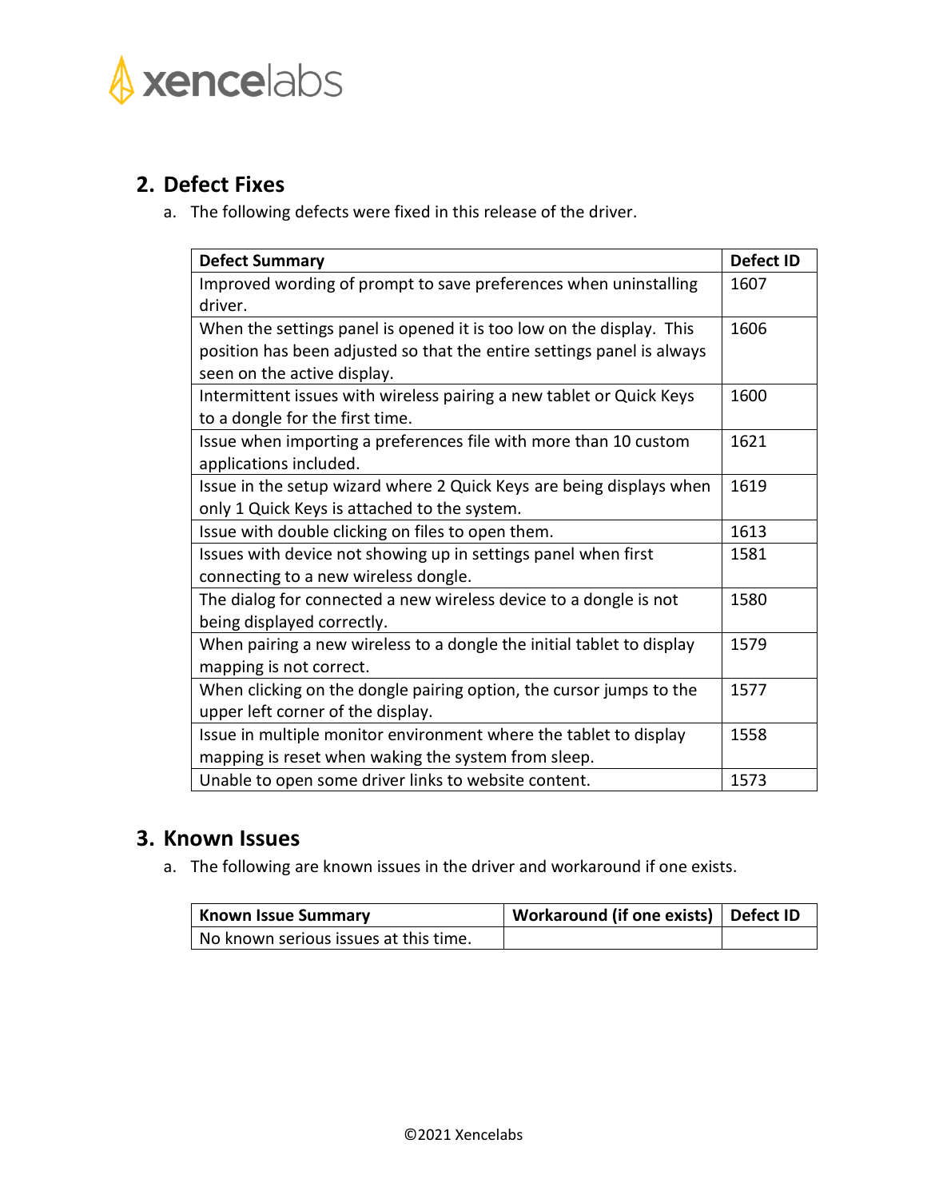## 2. Defect Fixes

a. The following defects were fixed in this release of the driver.

| Defect Summary | Defect ID |
|---|---|
| Improved wording of prompt to save preferences when uninstalling driver. | 1607 |
| When the settings panel is opened it is too low on the display. This position has been adjusted so that the entire settings panel is always seen on the active display. | 1606 |
| Intermittent issues with wireless pairing a new tablet or Quick Keys to a dongle for the first time. | 1600 |
| Issue when importing a preferences file with more than 10 custom applications included. | 1621 |
| Issue in the setup wizard where 2 Quick Keys are being displays when only 1 Quick Keys is attached to the system. | 1619 |
| Issue with double clicking on files to open them. | 1613 |
| Issues with device not showing up in settings panel when first connecting to a new wireless dongle. | 1581 |
| The dialog for connected a new wireless device to a dongle is not being displayed correctly. | 1580 |
| When pairing a new wireless to a dongle the initial tablet to display mapping is not correct. | 1579 |
| When clicking on the dongle pairing option, the cursor jumps to the upper left corner of the display. | 1577 |
| Issue in multiple monitor environment where the tablet to display mapping is reset when waking the system from sleep. | 1558 |
| Unable to open some driver links to website content. | 1573 |

## 3. Known Issues

a. The following are known issues in the driver and workaround if one exists.

| Known Issue Summary | Workaround (if one exists) | Defect ID |
|---|---|---|
| No known serious issues at this time. | | |

©2021 Xencelabs